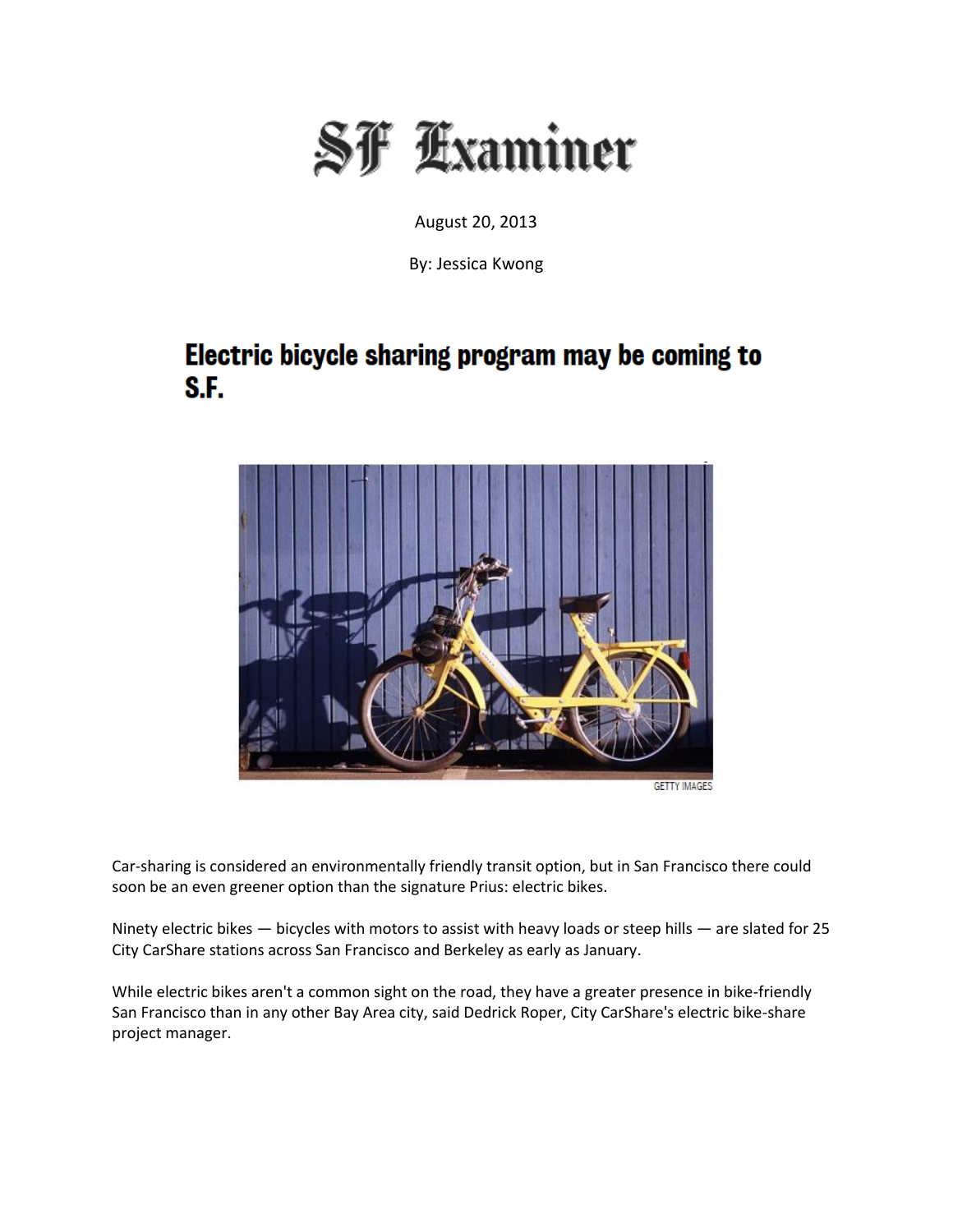# SF Examiner

August 20, 2013

By: Jessica Kwong

## Electric bicycle sharing program may be coming to S.F.

GETTY IMAGES

Car-sharing is considered an environmentally friendly transit option, but in San Francisco there could soon be an even greener option than the signature Prius: electric bikes.

Ninety electric bikes — bicycles with motors to assist with heavy loads or steep hills — are slated for 25 City CarShare stations across San Francisco and Berkeley as early as January.

While electric bikes aren't a common sight on the road, they have a greater presence in bike-friendly San Francisco than in any other Bay Area city, said Dedrick Roper, City CarShare's electric bike-share project manager.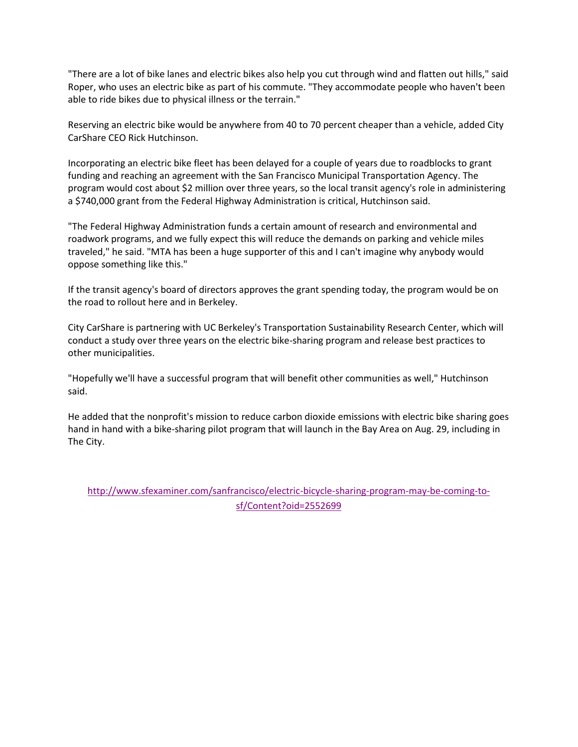"There are a lot of bike lanes and electric bikes also help you cut through wind and flatten out hills," said Roper, who uses an electric bike as part of his commute. "They accommodate people who haven't been able to ride bikes due to physical illness or the terrain."

Reserving an electric bike would be anywhere from 40 to 70 percent cheaper than a vehicle, added City CarShare CEO Rick Hutchinson.

Incorporating an electric bike fleet has been delayed for a couple of years due to roadblocks to grant funding and reaching an agreement with the San Francisco Municipal Transportation Agency. The program would cost about $2 million over three years, so the local transit agency's role in administering a $740,000 grant from the Federal Highway Administration is critical, Hutchinson said.

"The Federal Highway Administration funds a certain amount of research and environmental and roadwork programs, and we fully expect this will reduce the demands on parking and vehicle miles traveled," he said. "MTA has been a huge supporter of this and I can't imagine why anybody would oppose something like this."

If the transit agency's board of directors approves the grant spending today, the program would be on the road to rollout here and in Berkeley.

City CarShare is partnering with UC Berkeley's Transportation Sustainability Research Center, which will conduct a study over three years on the electric bike-sharing program and release best practices to other municipalities.

"Hopefully we'll have a successful program that will benefit other communities as well," Hutchinson said.

He added that the nonprofit's mission to reduce carbon dioxide emissions with electric bike sharing goes hand in hand with a bike-sharing pilot program that will launch in the Bay Area on Aug. 29, including in The City.

http://www.sfexaminer.com/sanfrancisco/electric-bicycle-sharing-program-may-be-coming-to-sf/Content?oid=2552699